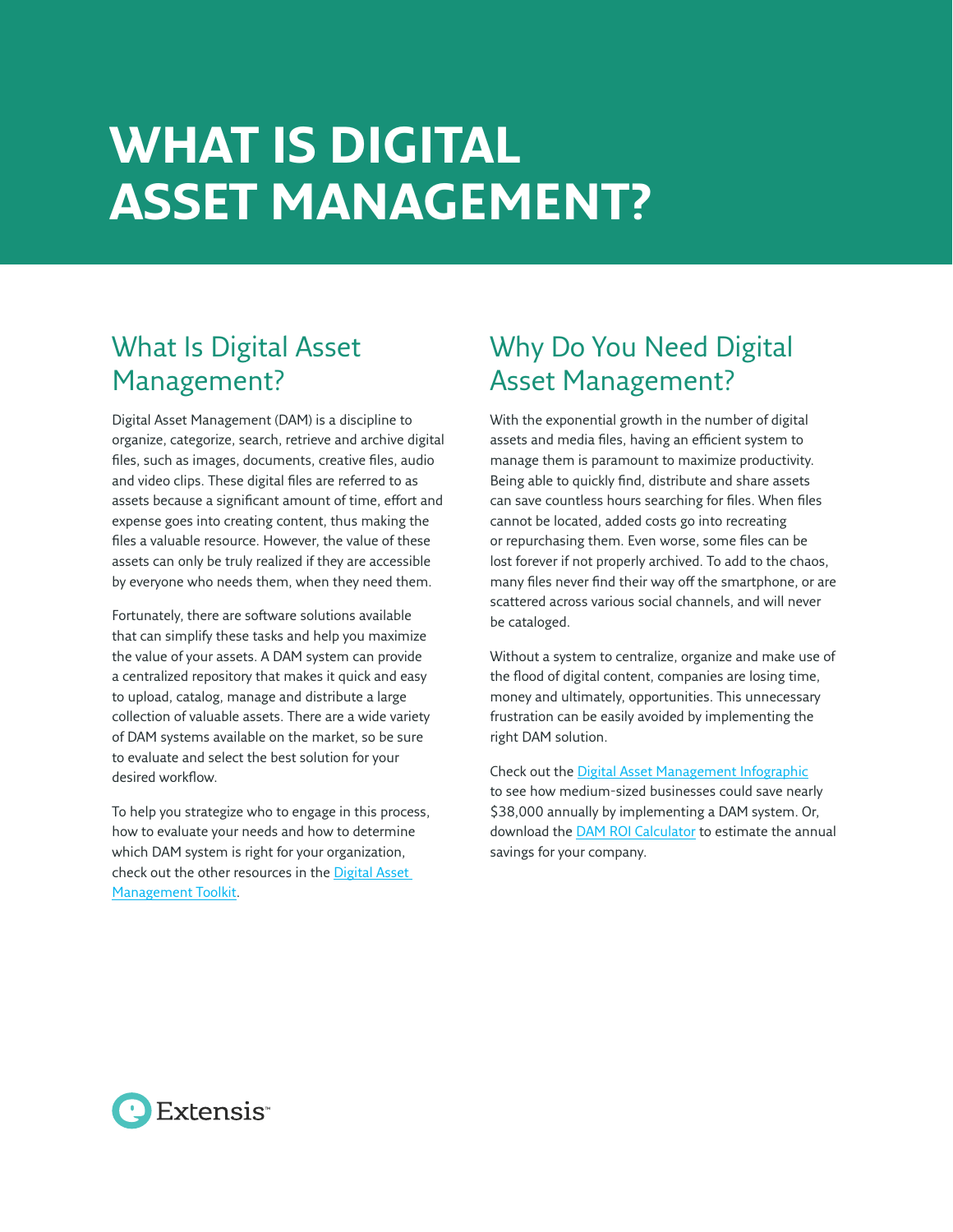# WHAT IS DIGITAL ASSET MANAGEMENT?

## What Is Digital Asset Management?

Digital Asset Management (DAM) is a discipline to organize, categorize, search, retrieve and archive digital files, such as images, documents, creative files, audio and video clips. These digital files are referred to as assets because a significant amount of time, effort and expense goes into creating content, thus making the files a valuable resource. However, the value of these assets can only be truly realized if they are accessible by everyone who needs them, when they need them.

Fortunately, there are software solutions available that can simplify these tasks and help you maximize the value of your assets. A DAM system can provide a centralized repository that makes it quick and easy to upload, catalog, manage and distribute a large collection of valuable assets. There are a wide variety of DAM systems available on the market, so be sure to evaluate and select the best solution for your desired workflow.

To help you strategize who to engage in this process, how to evaluate your needs and how to determine which DAM system is right for your organization, check out the other resources in the Digital Asset Management Toolkit.

## Why Do You Need Digital Asset Management?

With the exponential growth in the number of digital assets and media files, having an efficient system to manage them is paramount to maximize productivity. Being able to quickly find, distribute and share assets can save countless hours searching for files. When files cannot be located, added costs go into recreating or repurchasing them. Even worse, some files can be lost forever if not properly archived. To add to the chaos, many files never find their way off the smartphone, or are scattered across various social channels, and will never be cataloged.

Without a system to centralize, organize and make use of the flood of digital content, companies are losing time, money and ultimately, opportunities. This unnecessary frustration can be easily avoided by implementing the right DAM solution.

Check out the Digital Asset Management Infographic to see how medium-sized businesses could save nearly $38,000 annually by implementing a DAM system. Or, download the DAM ROI Calculator to estimate the annual savings for your company.

Extensis™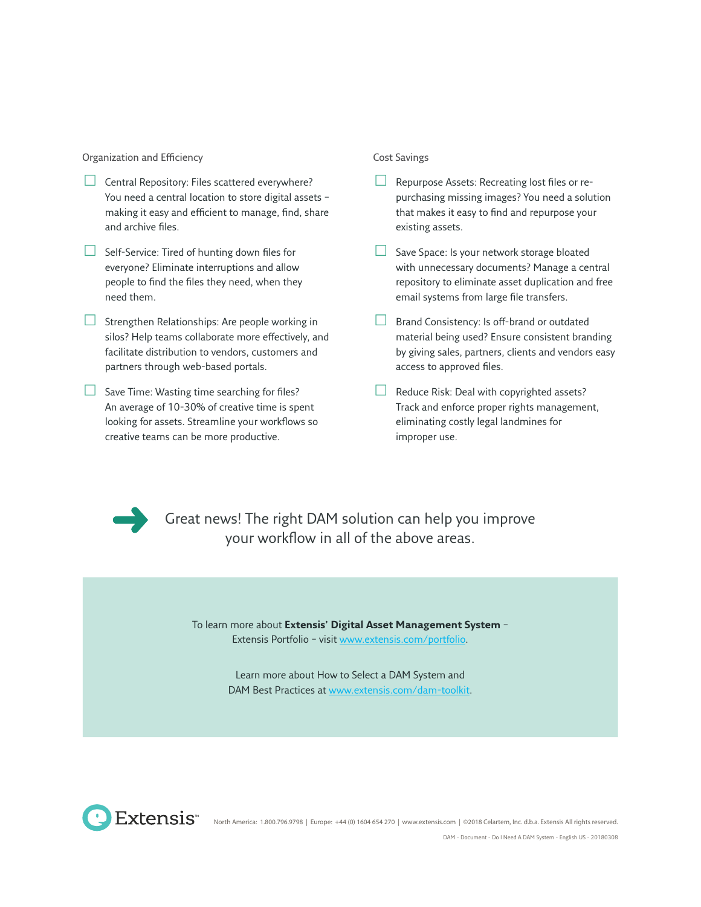## Organization and Efficiency

- ☐ Central Repository: Files scattered everywhere? You need a central location to store digital assets – making it easy and efficient to manage, find, share and archive files.
- ☐ Self-Service: Tired of hunting down files for everyone? Eliminate interruptions and allow people to find the files they need, when they need them.
- ☐ Strengthen Relationships: Are people working in silos? Help teams collaborate more effectively, and facilitate distribution to vendors, customers and partners through web-based portals.
- ☐ Save Time: Wasting time searching for files? An average of 10-30% of creative time is spent looking for assets. Streamline your workflows so creative teams can be more productive.

## Cost Savings

- ☐ Repurpose Assets: Recreating lost files or re-purchasing missing images? You need a solution that makes it easy to find and repurpose your existing assets.
- ☐ Save Space: Is your network storage bloated with unnecessary documents? Manage a central repository to eliminate asset duplication and free email systems from large file transfers.
- ☐ Brand Consistency: Is off-brand or outdated material being used? Ensure consistent branding by giving sales, partners, clients and vendors easy access to approved files.
- ☐ Reduce Risk: Deal with copyrighted assets? Track and enforce proper rights management, eliminating costly legal landmines for improper use.

Great news! The right DAM solution can help you improve your workflow in all of the above areas.

To learn more about **Extensis' Digital Asset Management System** – Extensis Portfolio – visit www.extensis.com/portfolio.

Learn more about How to Select a DAM System and DAM Best Practices at www.extensis.com/dam-toolkit.

Extensis™

North America: 1.800.796.9798 | Europe: +44 (0) 1604 654 270 | www.extensis.com | ©2018 Celartem, Inc. d.b.a. Extensis All rights reserved.

DAM - Document - Do I Need A DAM System - English US - 20180308